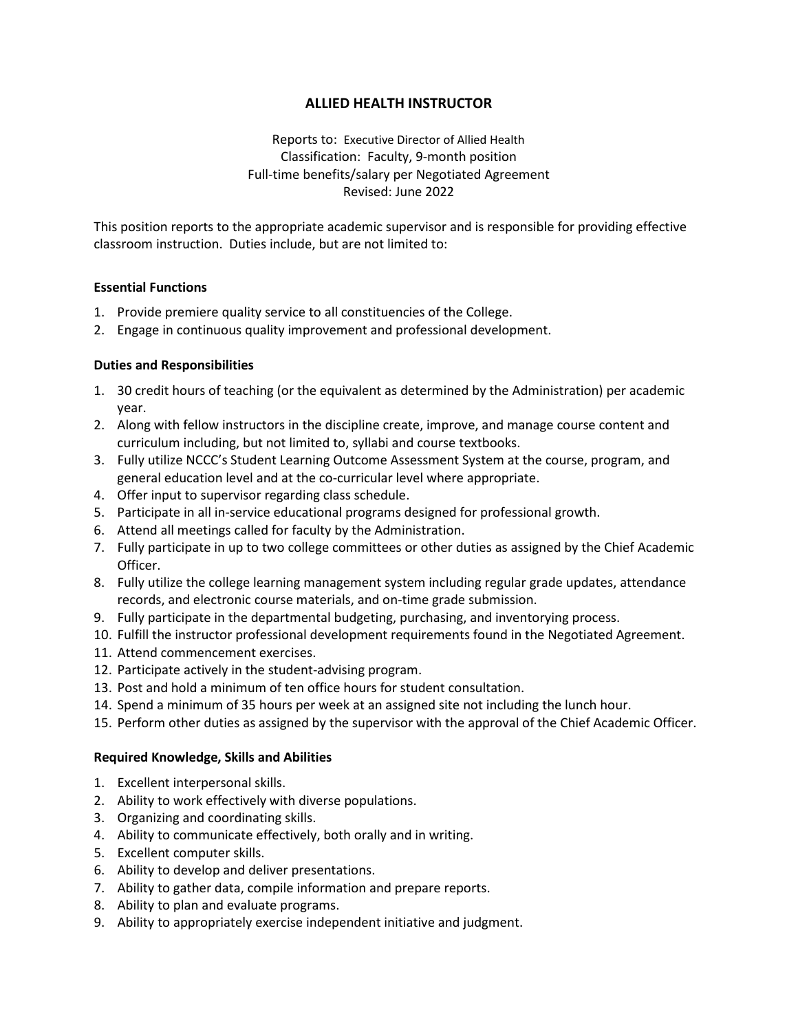# ALLIED HEALTH INSTRUCTOR

Reports to: Executive Director of Allied Health
Classification: Faculty, 9-month position
Full-time benefits/salary per Negotiated Agreement
Revised: June 2022

This position reports to the appropriate academic supervisor and is responsible for providing effective classroom instruction. Duties include, but are not limited to:

**Essential Functions**

1. Provide premiere quality service to all constituencies of the College.
2. Engage in continuous quality improvement and professional development.

**Duties and Responsibilities**

1. 30 credit hours of teaching (or the equivalent as determined by the Administration) per academic year.
2. Along with fellow instructors in the discipline create, improve, and manage course content and curriculum including, but not limited to, syllabi and course textbooks.
3. Fully utilize NCCC's Student Learning Outcome Assessment System at the course, program, and general education level and at the co-curricular level where appropriate.
4. Offer input to supervisor regarding class schedule.
5. Participate in all in-service educational programs designed for professional growth.
6. Attend all meetings called for faculty by the Administration.
7. Fully participate in up to two college committees or other duties as assigned by the Chief Academic Officer.
8. Fully utilize the college learning management system including regular grade updates, attendance records, and electronic course materials, and on-time grade submission.
9. Fully participate in the departmental budgeting, purchasing, and inventorying process.
10. Fulfill the instructor professional development requirements found in the Negotiated Agreement.
11. Attend commencement exercises.
12. Participate actively in the student-advising program.
13. Post and hold a minimum of ten office hours for student consultation.
14. Spend a minimum of 35 hours per week at an assigned site not including the lunch hour.
15. Perform other duties as assigned by the supervisor with the approval of the Chief Academic Officer.

**Required Knowledge, Skills and Abilities**

1. Excellent interpersonal skills.
2. Ability to work effectively with diverse populations.
3. Organizing and coordinating skills.
4. Ability to communicate effectively, both orally and in writing.
5. Excellent computer skills.
6. Ability to develop and deliver presentations.
7. Ability to gather data, compile information and prepare reports.
8. Ability to plan and evaluate programs.
9. Ability to appropriately exercise independent initiative and judgment.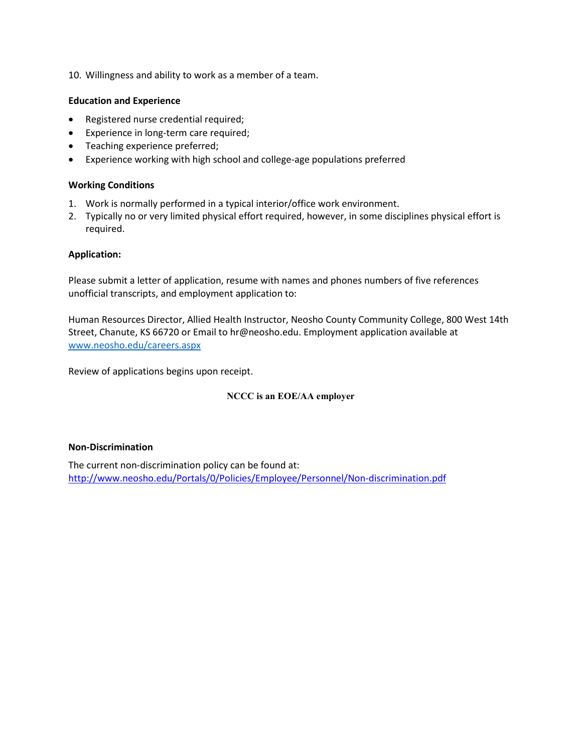10. Willingness and ability to work as a member of a team.

**Education and Experience**

- Registered nurse credential required;
- Experience in long-term care required;
- Teaching experience preferred;
- Experience working with high school and college-age populations preferred

**Working Conditions**

1. Work is normally performed in a typical interior/office work environment.
2. Typically no or very limited physical effort required, however, in some disciplines physical effort is required.

**Application:**

Please submit a letter of application, resume with names and phones numbers of five references unofficial transcripts, and employment application to:

Human Resources Director, Allied Health Instructor, Neosho County Community College, 800 West 14th Street, Chanute, KS 66720 or Email to hr@neosho.edu. Employment application available at [www.neosho.edu/careers.aspx](www.neosho.edu/careers.aspx)

Review of applications begins upon receipt.

**NCCC is an EOE/AA employer**

**Non-Discrimination**

The current non-discrimination policy can be found at:
[http://www.neosho.edu/Portals/0/Policies/Employee/Personnel/Non-discrimination.pdf](http://www.neosho.edu/Portals/0/Policies/Employee/Personnel/Non-discrimination.pdf)